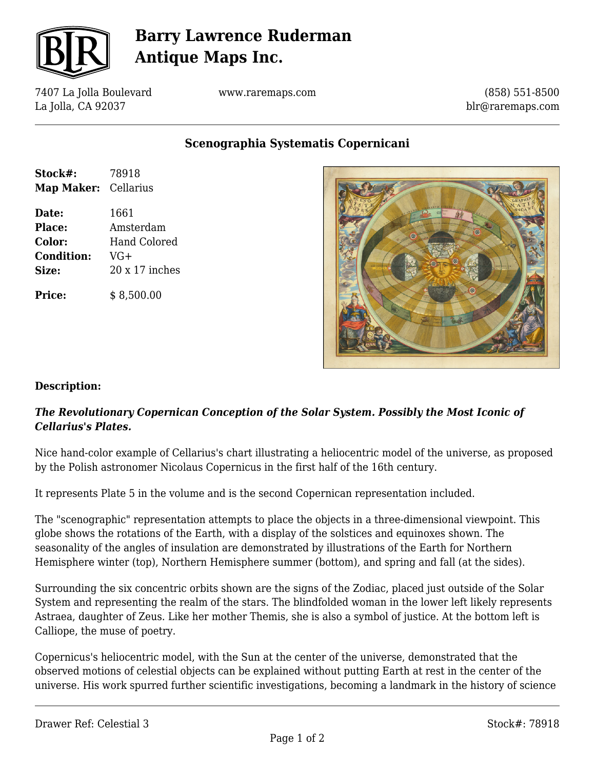# Barry Lawrence Ruderman Antique Maps Inc.

7407 La Jolla Boulevard
La Jolla, CA 92037

www.raremaps.com

(858) 551-8500
blr@raremaps.com

## Scenographia Systematis Copernicani

| | |
|---|---|
| **Stock#:** | 78918 |
| **Map Maker:** | Cellarius |
| **Date:** | 1661 |
| **Place:** | Amsterdam |
| **Color:** | Hand Colored |
| **Condition:** | VG+ |
| **Size:** | 20 x 17 inches |
| **Price:** | $ 8,500.00 |

**Description:**

***The Revolutionary Copernican Conception of the Solar System. Possibly the Most Iconic of Cellarius's Plates.***

Nice hand-color example of Cellarius's chart illustrating a heliocentric model of the universe, as proposed by the Polish astronomer Nicolaus Copernicus in the first half of the 16th century.

It represents Plate 5 in the volume and is the second Copernican representation included.

The "scenographic" representation attempts to place the objects in a three-dimensional viewpoint. This globe shows the rotations of the Earth, with a display of the solstices and equinoxes shown. The seasonality of the angles of insulation are demonstrated by illustrations of the Earth for Northern Hemisphere winter (top), Northern Hemisphere summer (bottom), and spring and fall (at the sides).

Surrounding the six concentric orbits shown are the signs of the Zodiac, placed just outside of the Solar System and representing the realm of the stars. The blindfolded woman in the lower left likely represents Astraea, daughter of Zeus. Like her mother Themis, she is also a symbol of justice. At the bottom left is Calliope, the muse of poetry.

Copernicus's heliocentric model, with the Sun at the center of the universe, demonstrated that the observed motions of celestial objects can be explained without putting Earth at rest in the center of the universe. His work spurred further scientific investigations, becoming a landmark in the history of science

Drawer Ref: Celestial 3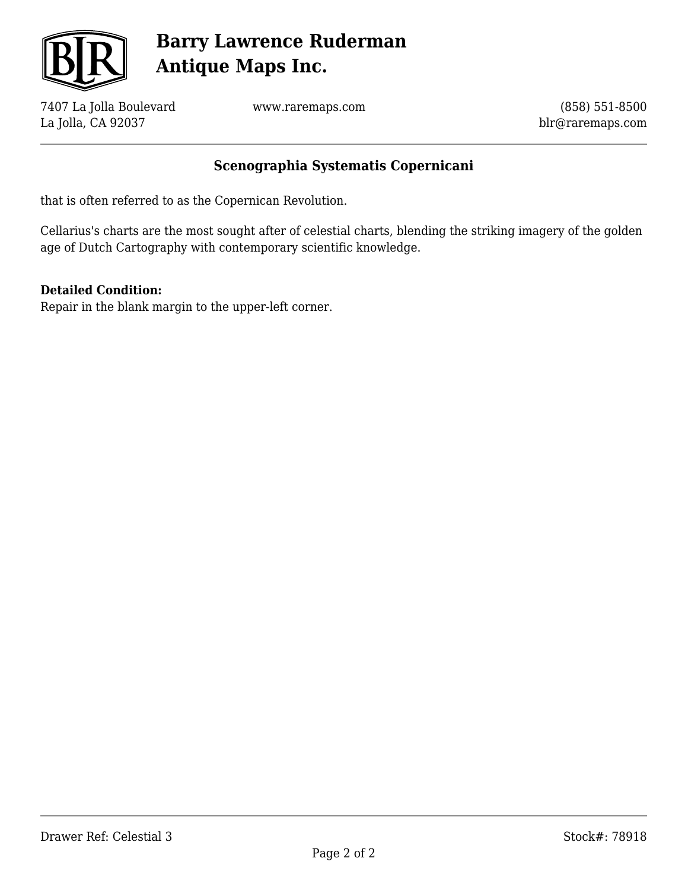that is often referred to as the Copernican Revolution.

Cellarius's charts are the most sought after of celestial charts, blending the striking imagery of the golden age of Dutch Cartography with contemporary scientific knowledge.

**Detailed Condition:**
Repair in the blank margin to the upper-left corner.